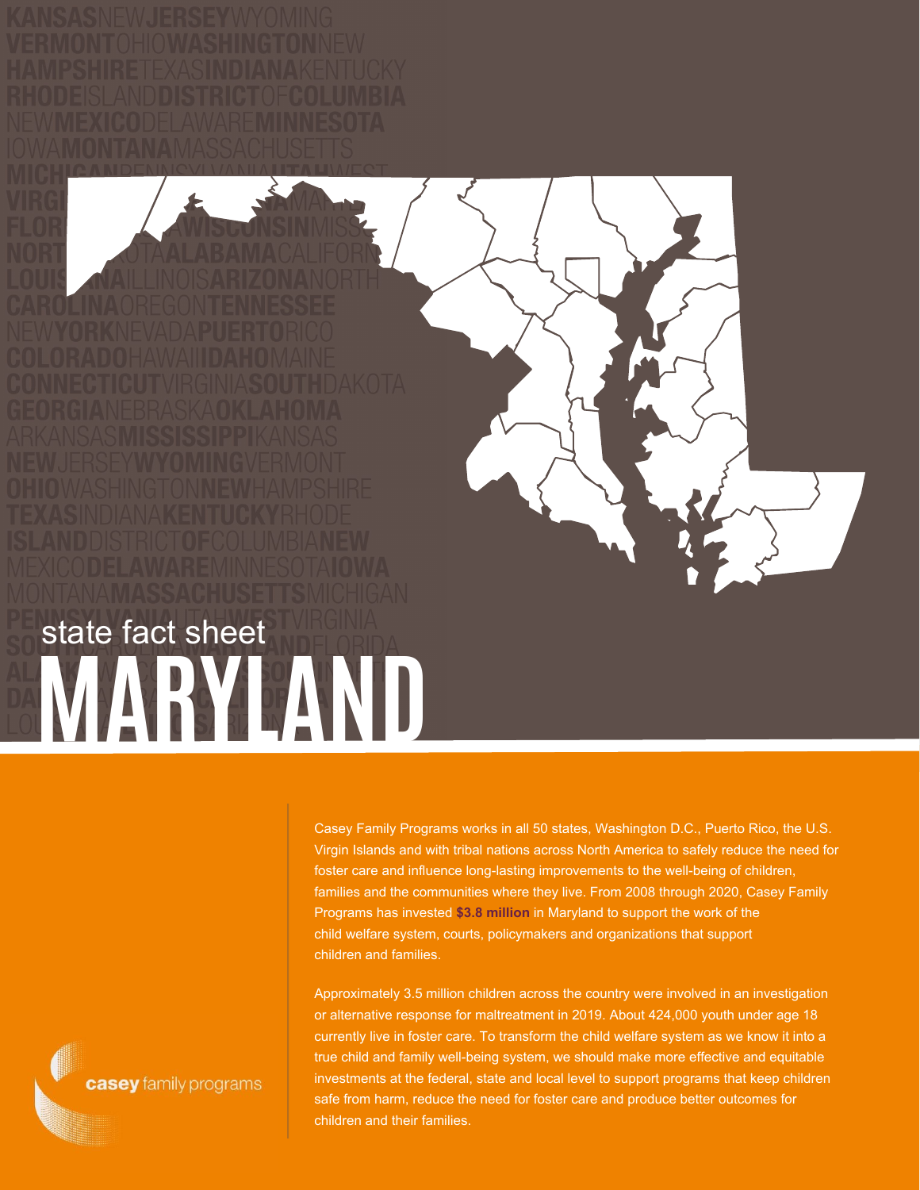state fact sheet

# MARYLAND

Casey Family Programs works in all 50 states, Washington D.C., Puerto Rico, the U.S. Virgin Islands and with tribal nations across North America to safely reduce the need for foster care and influence long-lasting improvements to the well-being of children, families and the communities where they live. From 2008 through 2020, Casey Family Programs has invested **$3.8 million** in Maryland to support the work of the child welfare system, courts, policymakers and organizations that support children and families.

Approximately 3.5 million children across the country were involved in an investigation or alternative response for maltreatment in 2019. About 424,000 youth under age 18 currently live in foster care. To transform the child welfare system as we know it into a true child and family well-being system, we should make more effective and equitable investments at the federal, state and local level to support programs that keep children safe from harm, reduce the need for foster care and produce better outcomes for children and their families.

casey family programs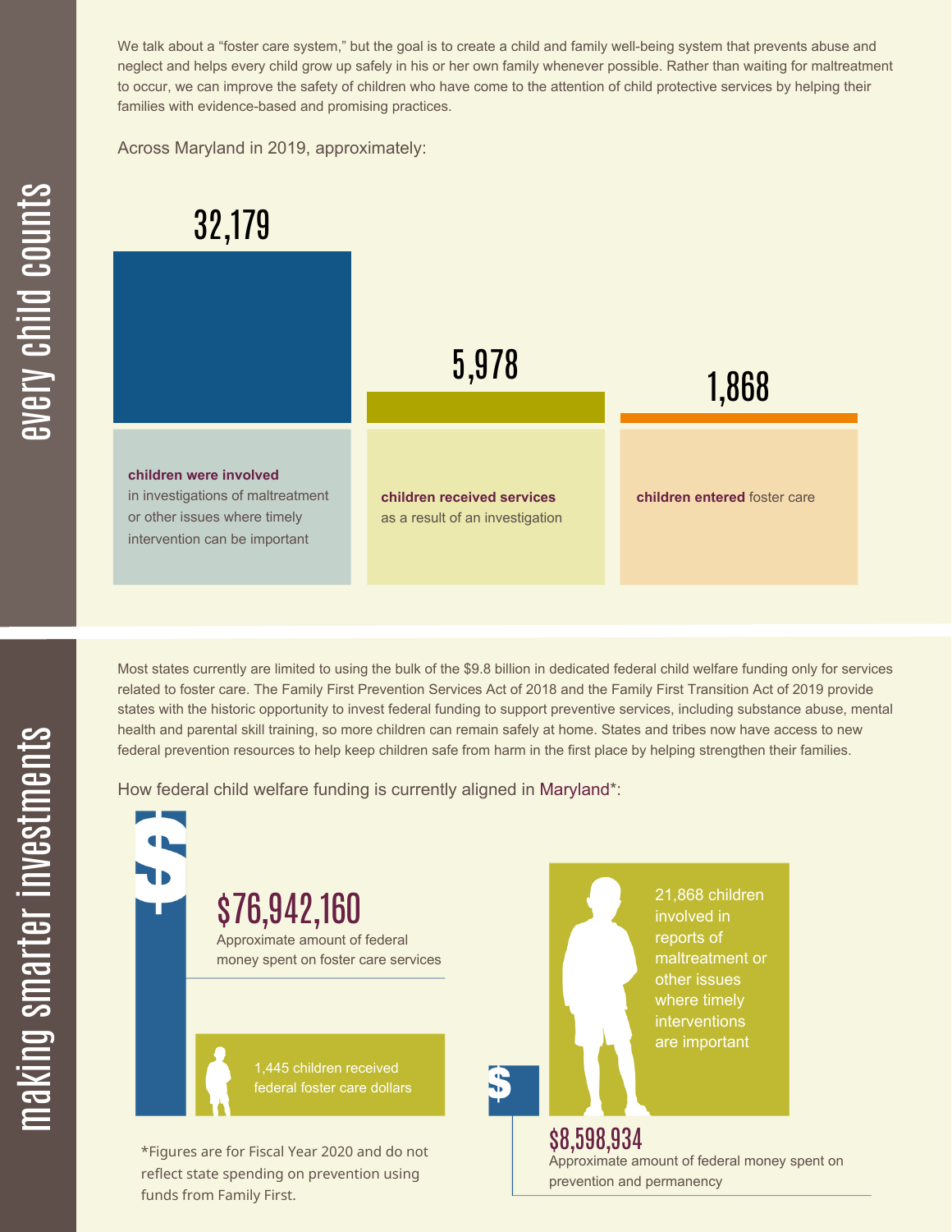## every child counts

We talk about a "foster care system," but the goal is to create a child and family well-being system that prevents abuse and neglect and helps every child grow up safely in his or her own family whenever possible. Rather than waiting for maltreatment to occur, we can improve the safety of children who have come to the attention of child protective services by helping their families with evidence-based and promising practices.

Across Maryland in 2019, approximately:

**32,179**

**children were involved** in investigations of maltreatment or other issues where timely intervention can be important

**5,978**

**children received services** as a result of an investigation

**1,868**

**children entered** foster care

## making smarter investments

Most states currently are limited to using the bulk of the $9.8 billion in dedicated federal child welfare funding only for services related to foster care. The Family First Prevention Services Act of 2018 and the Family First Transition Act of 2019 provide states with the historic opportunity to invest federal funding to support preventive services, including substance abuse, mental health and parental skill training, so more children can remain safely at home. States and tribes now have access to new federal prevention resources to help keep children safe from harm in the first place by helping strengthen their families.

How federal child welfare funding is currently aligned in Maryland*:

**$76,942,160**

Approximate amount of federal money spent on foster care services

1,445 children received federal foster care dollars

21,868 children involved in reports of maltreatment or other issues where timely interventions are important

**$8,598,934**

Approximate amount of federal money spent on prevention and permanency

*Figures are for Fiscal Year 2020 and do not reflect state spending on prevention using funds from Family First.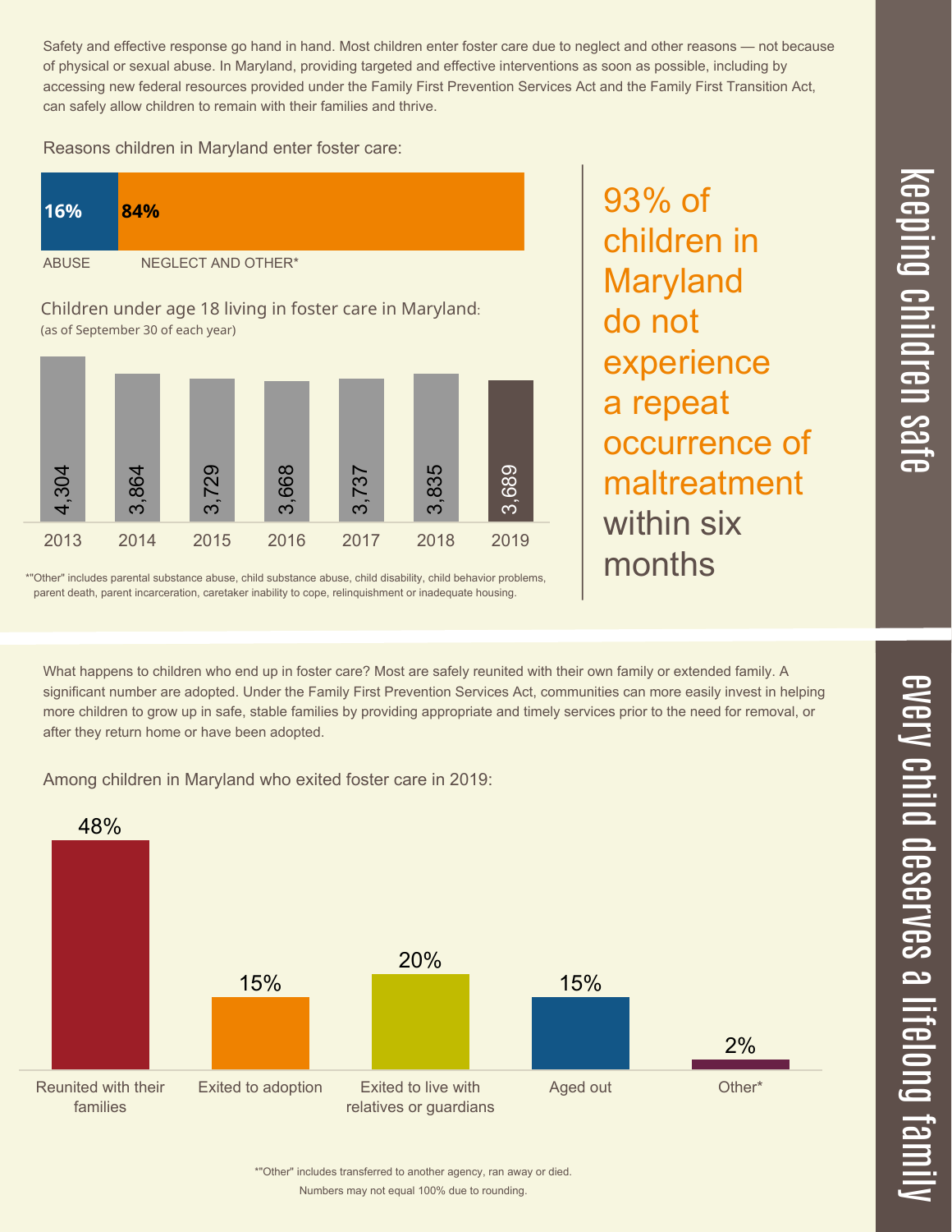## Keeping children safe

Safety and effective response go hand in hand. Most children enter foster care due to neglect and other reasons — not because of physical or sexual abuse. In Maryland, providing targeted and effective interventions as soon as possible, including by accessing new federal resources provided under the Family First Prevention Services Act and the Family First Transition Act, can safely allow children to remain with their families and thrive.

Reasons children in Maryland enter foster care:

| ABUSE | NEGLECT AND OTHER* |
| --- | --- |
| 16% | 84% |

Children under age 18 living in foster care in Maryland:
(as of September 30 of each year)

| 2013 | 2014 | 2015 | 2016 | 2017 | 2018 | 2019 |
| --- | --- | --- | --- | --- | --- | --- |
| 4,304 | 3,864 | 3,729 | 3,668 | 3,737 | 3,835 | 3,689 |

*"Other" includes parental substance abuse, child substance abuse, child disability, child behavior problems, parent death, parent incarceration, caretaker inability to cope, relinquishment or inadequate housing.

93% of children in Maryland do not experience a repeat occurrence of maltreatment within six months

## Every child deserves a lifelong family

What happens to children who end up in foster care? Most are safely reunited with their own family or extended family. A significant number are adopted. Under the Family First Prevention Services Act, communities can more easily invest in helping more children to grow up in safe, stable families by providing appropriate and timely services prior to the need for removal, or after they return home or have been adopted.

Among children in Maryland who exited foster care in 2019:

| Reunited with their families | Exited to adoption | Exited to live with relatives or guardians | Aged out | Other* |
| --- | --- | --- | --- | --- |
| 48% | 15% | 20% | 15% | 2% |

*"Other" includes transferred to another agency, ran away or died.
Numbers may not equal 100% due to rounding.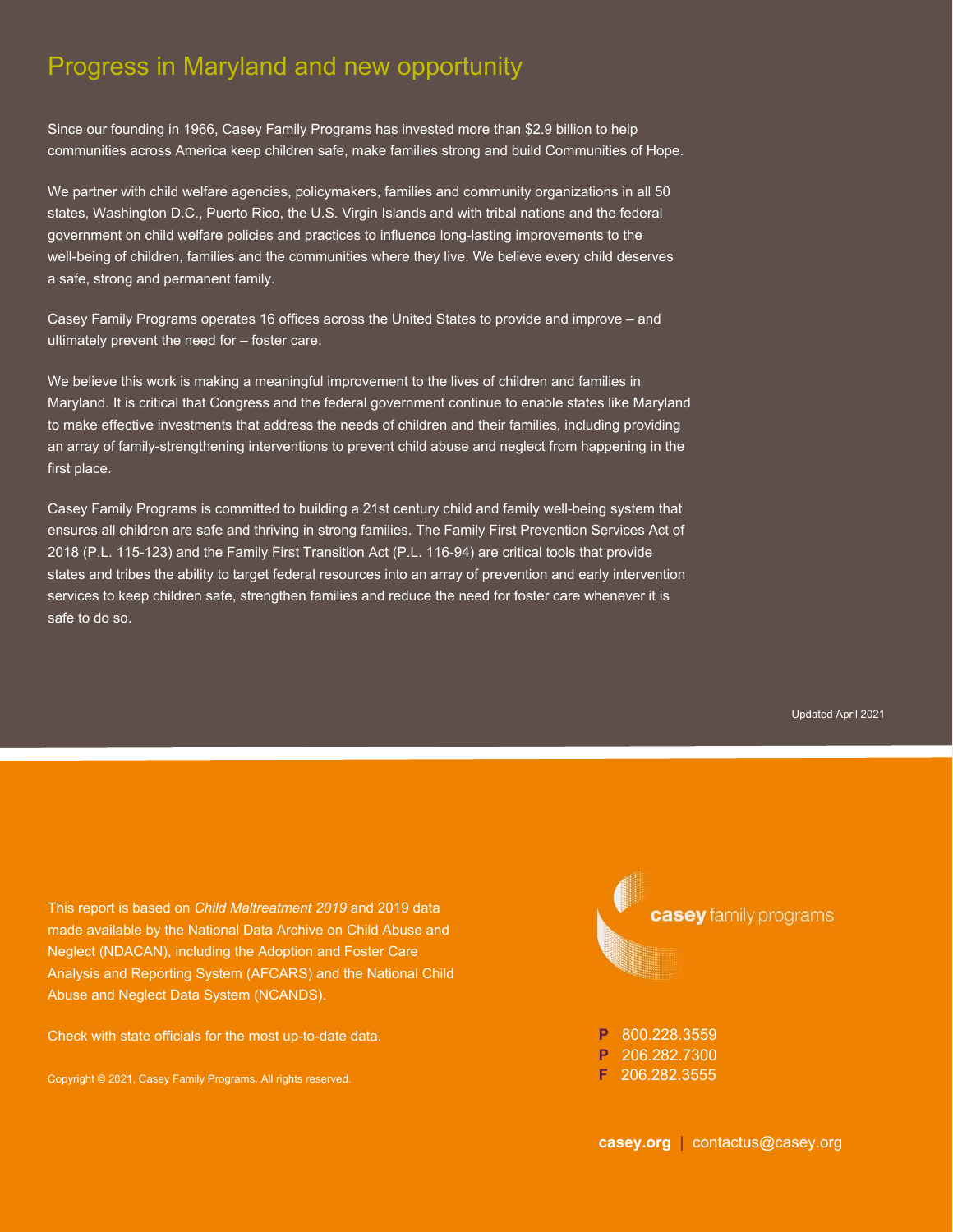## Progress in Maryland and new opportunity

Since our founding in 1966, Casey Family Programs has invested more than $2.9 billion to help communities across America keep children safe, make families strong and build Communities of Hope.

We partner with child welfare agencies, policymakers, families and community organizations in all 50 states, Washington D.C., Puerto Rico, the U.S. Virgin Islands and with tribal nations and the federal government on child welfare policies and practices to influence long-lasting improvements to the well-being of children, families and the communities where they live. We believe every child deserves a safe, strong and permanent family.

Casey Family Programs operates 16 offices across the United States to provide and improve – and ultimately prevent the need for – foster care.

We believe this work is making a meaningful improvement to the lives of children and families in Maryland. It is critical that Congress and the federal government continue to enable states like Maryland to make effective investments that address the needs of children and their families, including providing an array of family-strengthening interventions to prevent child abuse and neglect from happening in the first place.

Casey Family Programs is committed to building a 21st century child and family well-being system that ensures all children are safe and thriving in strong families. The Family First Prevention Services Act of 2018 (P.L. 115-123) and the Family First Transition Act (P.L. 116-94) are critical tools that provide states and tribes the ability to target federal resources into an array of prevention and early intervention services to keep children safe, strengthen families and reduce the need for foster care whenever it is safe to do so.

Updated April 2021

This report is based on *Child Maltreatment 2019* and 2019 data made available by the National Data Archive on Child Abuse and Neglect (NDACAN), including the Adoption and Foster Care Analysis and Reporting System (AFCARS) and the National Child Abuse and Neglect Data System (NCANDS).

Check with state officials for the most up-to-date data.

Copyright © 2021, Casey Family Programs. All rights reserved.

**casey** family programs

**P** 800.228.3559
**P** 206.282.7300
**F** 206.282.3555

**casey.org** | contactus@casey.org